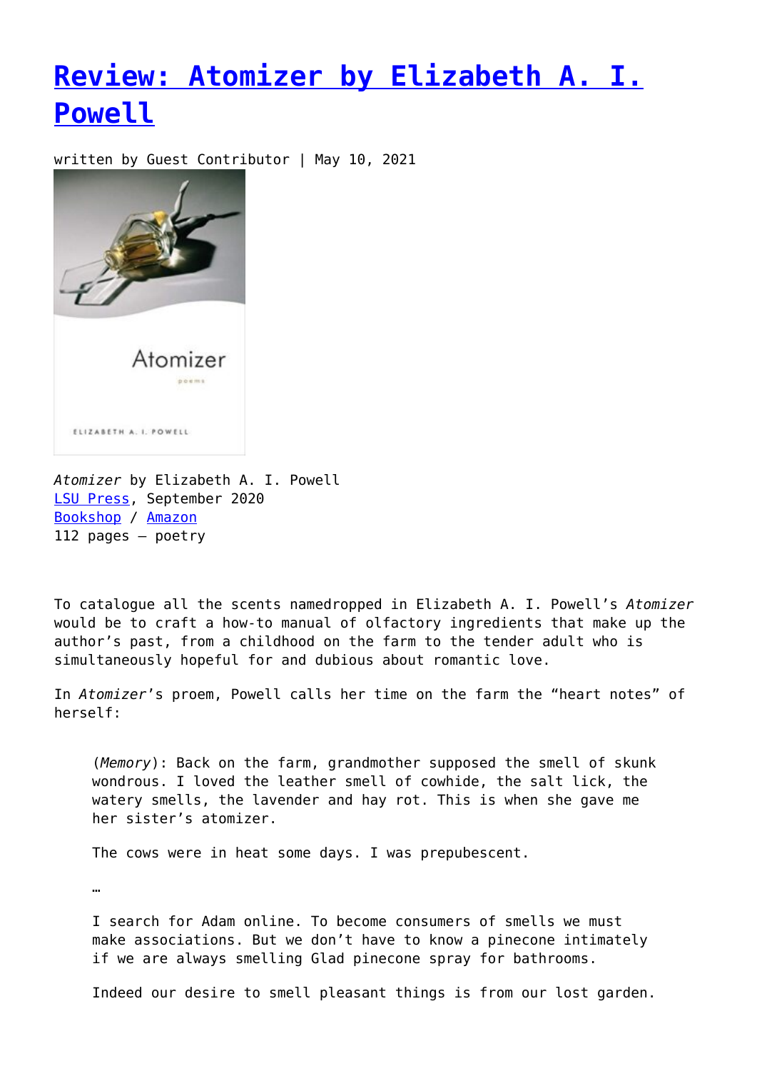# Review: Atomizer by Elizabeth A. I. Powell

written by Guest Contributor | May 10, 2021

*Atomizer* by Elizabeth A. I. Powell
LSU Press, September 2020
Bookshop / Amazon
112 pages – poetry

To catalogue all the scents namedropped in Elizabeth A. I. Powell's *Atomizer* would be to craft a how-to manual of olfactory ingredients that make up the author's past, from a childhood on the farm to the tender adult who is simultaneously hopeful for and dubious about romantic love.

In *Atomizer*'s proem, Powell calls her time on the farm the "heart notes" of herself:

> (*Memory*): Back on the farm, grandmother supposed the smell of skunk wondrous. I loved the leather smell of cowhide, the salt lick, the watery smells, the lavender and hay rot. This is when she gave me her sister's atomizer.
>
> The cows were in heat some days. I was prepubescent.
>
> …
>
> I search for Adam online. To become consumers of smells we must make associations. But we don't have to know a pinecone intimately if we are always smelling Glad pinecone spray for bathrooms.
>
> Indeed our desire to smell pleasant things is from our lost garden.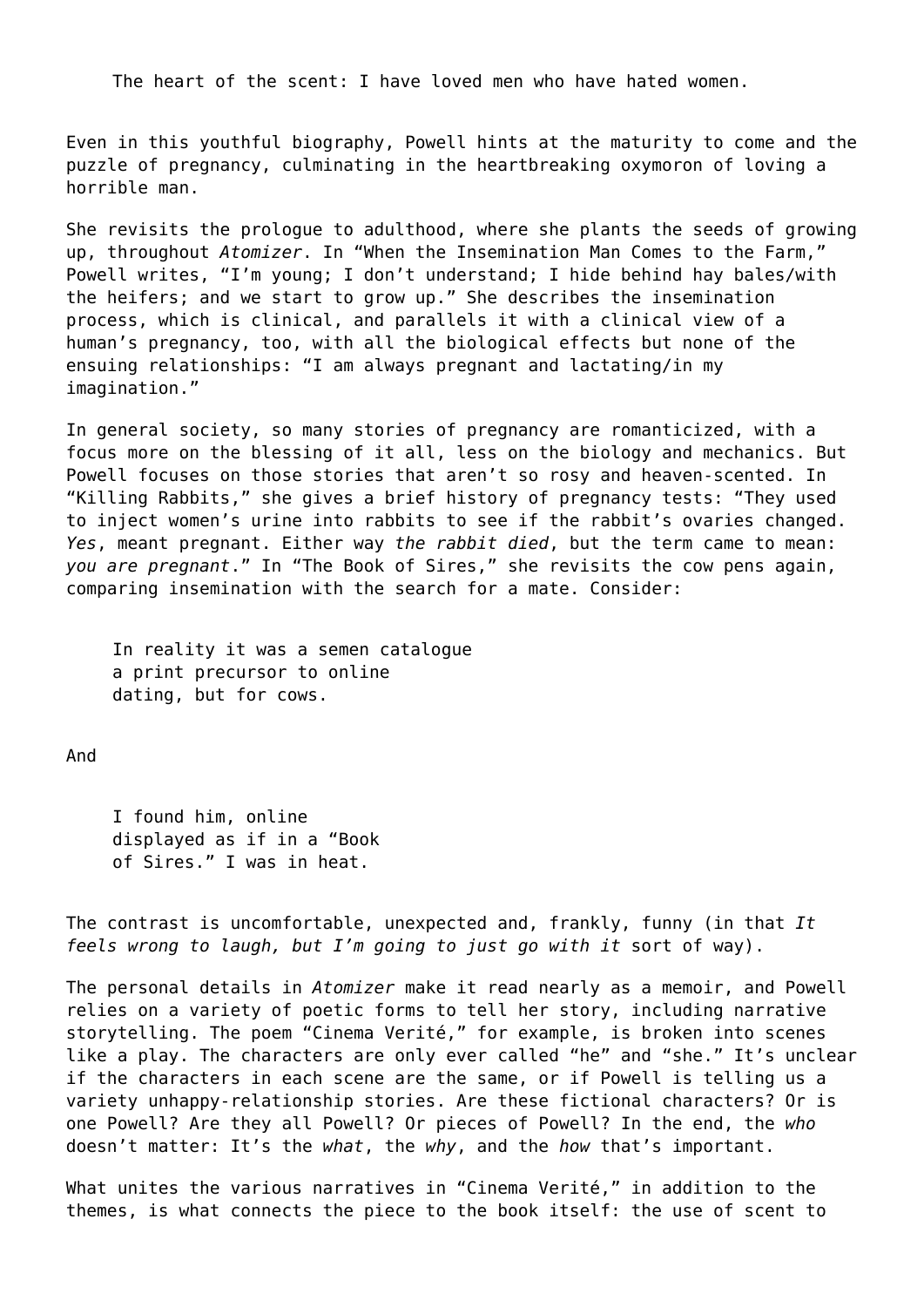> The heart of the scent: I have loved men who have hated women.

Even in this youthful biography, Powell hints at the maturity to come and the puzzle of pregnancy, culminating in the heartbreaking oxymoron of loving a horrible man.

She revisits the prologue to adulthood, where she plants the seeds of growing up, throughout *Atomizer*. In "When the Insemination Man Comes to the Farm," Powell writes, "I'm young; I don't understand; I hide behind hay bales/with the heifers; and we start to grow up." She describes the insemination process, which is clinical, and parallels it with a clinical view of a human's pregnancy, too, with all the biological effects but none of the ensuing relationships: "I am always pregnant and lactating/in my imagination."

In general society, so many stories of pregnancy are romanticized, with a focus more on the blessing of it all, less on the biology and mechanics. But Powell focuses on those stories that aren't so rosy and heaven-scented. In "Killing Rabbits," she gives a brief history of pregnancy tests: "They used to inject women's urine into rabbits to see if the rabbit's ovaries changed. *Yes*, meant pregnant. Either way *the rabbit died*, but the term came to mean: *you are pregnant*." In "The Book of Sires," she revisits the cow pens again, comparing insemination with the search for a mate. Consider:

> In reality it was a semen catalogue
> a print precursor to online
> dating, but for cows.

And

> I found him, online
> displayed as if in a "Book
> of Sires." I was in heat.

The contrast is uncomfortable, unexpected and, frankly, funny (in that *It feels wrong to laugh, but I'm going to just go with it* sort of way).

The personal details in *Atomizer* make it read nearly as a memoir, and Powell relies on a variety of poetic forms to tell her story, including narrative storytelling. The poem "Cinema Verité," for example, is broken into scenes like a play. The characters are only ever called "he" and "she." It's unclear if the characters in each scene are the same, or if Powell is telling us a variety unhappy-relationship stories. Are these fictional characters? Or is one Powell? Are they all Powell? Or pieces of Powell? In the end, the *who* doesn't matter: It's the *what*, the *why*, and the *how* that's important.

What unites the various narratives in "Cinema Verité," in addition to the themes, is what connects the piece to the book itself: the use of scent to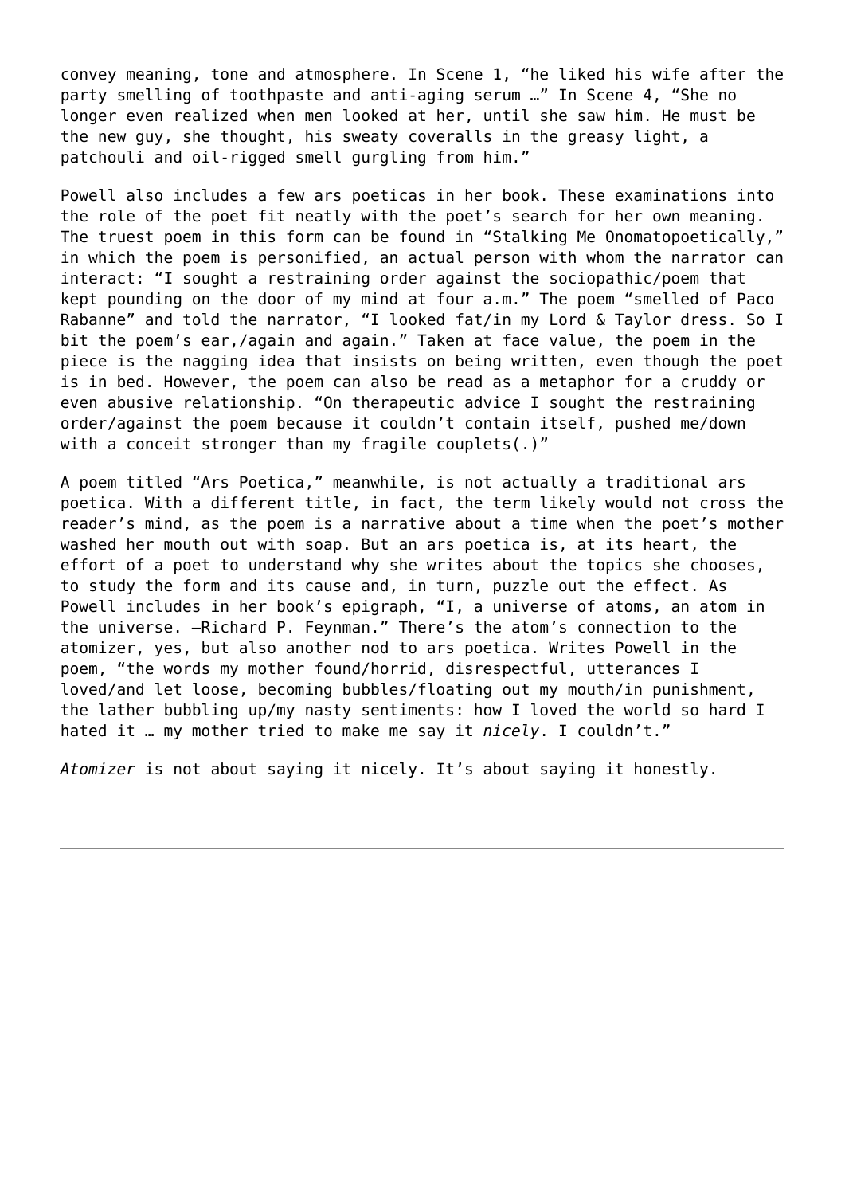convey meaning, tone and atmosphere. In Scene 1, "he liked his wife after the party smelling of toothpaste and anti-aging serum …" In Scene 4, "She no longer even realized when men looked at her, until she saw him. He must be the new guy, she thought, his sweaty coveralls in the greasy light, a patchouli and oil-rigged smell gurgling from him."

Powell also includes a few ars poeticas in her book. These examinations into the role of the poet fit neatly with the poet's search for her own meaning. The truest poem in this form can be found in "Stalking Me Onomatopoetically," in which the poem is personified, an actual person with whom the narrator can interact: "I sought a restraining order against the sociopathic/poem that kept pounding on the door of my mind at four a.m." The poem "smelled of Paco Rabanne" and told the narrator, "I looked fat/in my Lord & Taylor dress. So I bit the poem's ear,/again and again." Taken at face value, the poem in the piece is the nagging idea that insists on being written, even though the poet is in bed. However, the poem can also be read as a metaphor for a cruddy or even abusive relationship. "On therapeutic advice I sought the restraining order/against the poem because it couldn't contain itself, pushed me/down with a conceit stronger than my fragile couplets(.)"

A poem titled "Ars Poetica," meanwhile, is not actually a traditional ars poetica. With a different title, in fact, the term likely would not cross the reader's mind, as the poem is a narrative about a time when the poet's mother washed her mouth out with soap. But an ars poetica is, at its heart, the effort of a poet to understand why she writes about the topics she chooses, to study the form and its cause and, in turn, puzzle out the effect. As Powell includes in her book's epigraph, "I, a universe of atoms, an atom in the universe. —Richard P. Feynman." There's the atom's connection to the atomizer, yes, but also another nod to ars poetica. Writes Powell in the poem, "the words my mother found/horrid, disrespectful, utterances I loved/and let loose, becoming bubbles/floating out my mouth/in punishment, the lather bubbling up/my nasty sentiments: how I loved the world so hard I hated it … my mother tried to make me say it *nicely*. I couldn't."

*Atomizer* is not about saying it nicely. It's about saying it honestly.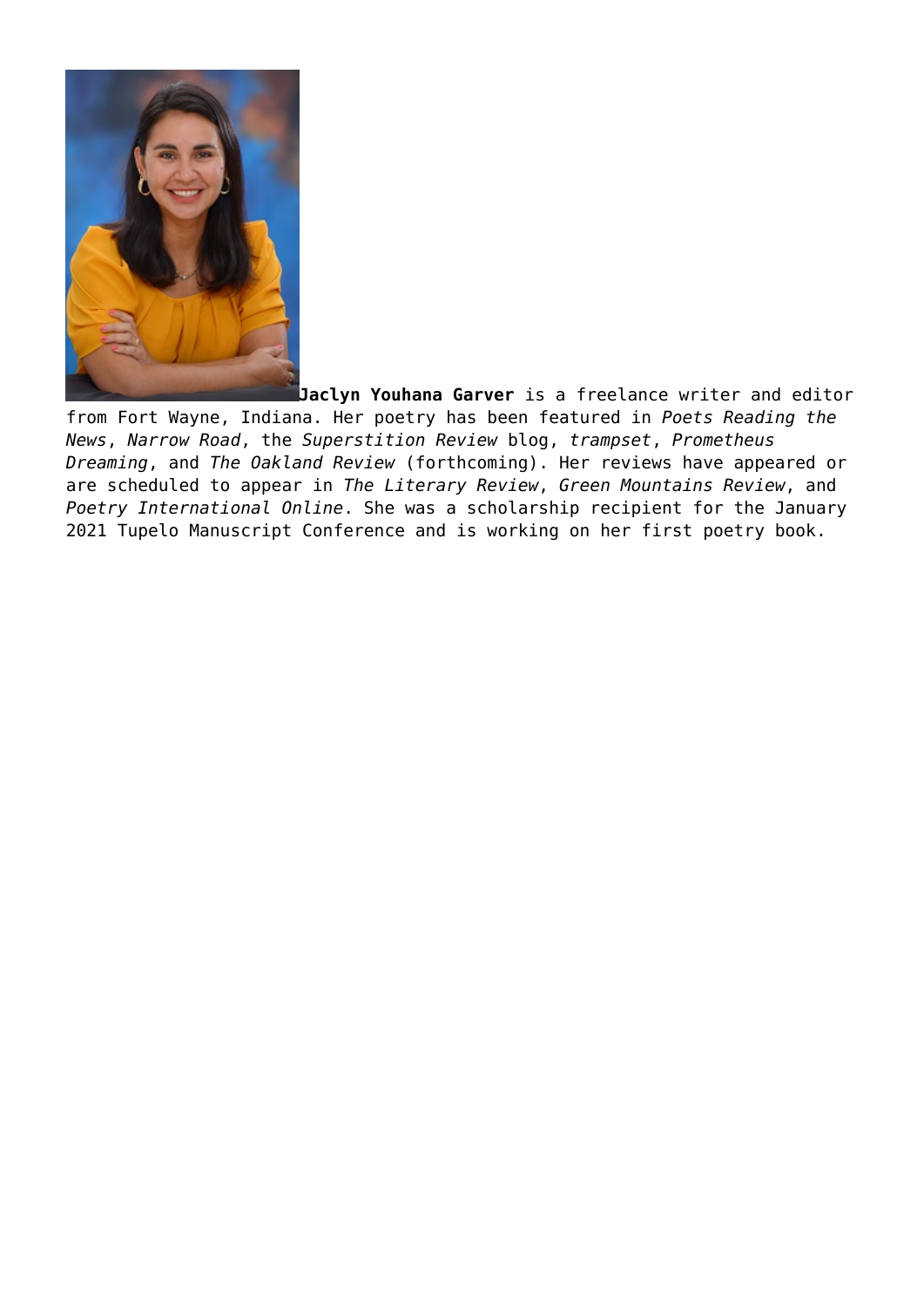**Jaclyn Youhana Garver** is a freelance writer and editor from Fort Wayne, Indiana. Her poetry has been featured in *Poets Reading the News*, *Narrow Road*, the *Superstition Review* blog, *trampset*, *Prometheus Dreaming*, and *The Oakland Review* (forthcoming). Her reviews have appeared or are scheduled to appear in *The Literary Review*, *Green Mountains Review*, and *Poetry International Online*. She was a scholarship recipient for the January 2021 Tupelo Manuscript Conference and is working on her first poetry book.